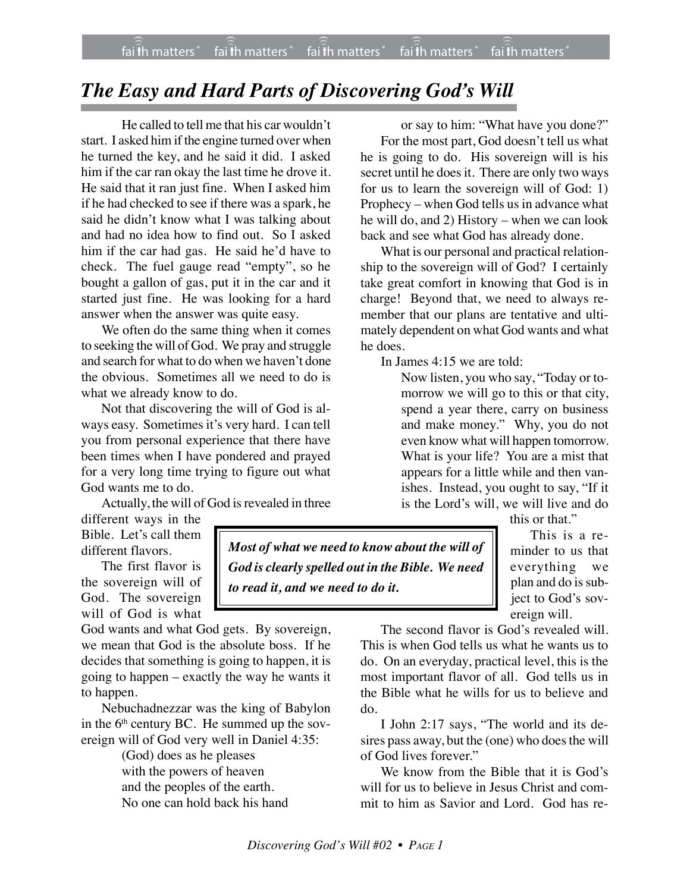# *The Easy and Hard Parts of Discovering God's Will*

He called to tell me that his car wouldn't start. I asked him if the engine turned over when he turned the key, and he said it did. I asked him if the car ran okay the last time he drove it. He said that it ran just fine. When I asked him if he had checked to see if there was a spark, he said he didn't know what I was talking about and had no idea how to find out. So I asked him if the car had gas. He said he'd have to check. The fuel gauge read "empty", so he bought a gallon of gas, put it in the car and it started just fine. He was looking for a hard answer when the answer was quite easy.

We often do the same thing when it comes to seeking the will of God. We pray and struggle and search for what to do when we haven't done the obvious. Sometimes all we need to do is what we already know to do.

Not that discovering the will of God is always easy. Sometimes it's very hard. I can tell you from personal experience that there have been times when I have pondered and prayed for a very long time trying to figure out what God wants me to do.

Actually, the will of God is revealed in three different ways in the Bible. Let's call them different flavors.

The first flavor is the sovereign will of God. The sovereign will of God is what God wants and what God gets. By sovereign, we mean that God is the absolute boss. If he decides that something is going to happen, it is going to happen – exactly the way he wants it to happen.

Nebuchadnezzar was the king of Babylon in the 6th century BC. He summed up the sovereign will of God very well in Daniel 4:35:

> (God) does as he pleases
> with the powers of heaven
> and the peoples of the earth.
> No one can hold back his hand
> or say to him: "What have you done?"

For the most part, God doesn't tell us what he is going to do. His sovereign will is his secret until he does it. There are only two ways for us to learn the sovereign will of God: 1) Prophecy – when God tells us in advance what he will do, and 2) History – when we can look back and see what God has already done.

What is our personal and practical relationship to the sovereign will of God? I certainly take great comfort in knowing that God is in charge! Beyond that, we need to always remember that our plans are tentative and ultimately dependent on what God wants and what he does.

In James 4:15 we are told:

> Now listen, you who say, "Today or tomorrow we will go to this or that city, spend a year there, carry on business and make money." Why, you do not even know what will happen tomorrow. What is your life? You are a mist that appears for a little while and then vanishes. Instead, you ought to say, "If it is the Lord's will, we will live and do this or that."

**Most of what we need to know about the will of God is clearly spelled out in the Bible. We need to read it, and we need to do it.**

This is a reminder to us that everything we plan and do is subject to God's sovereign will.

The second flavor is God's revealed will. This is when God tells us what he wants us to do. On an everyday, practical level, this is the most important flavor of all. God tells us in the Bible what he wills for us to believe and do.

I John 2:17 says, "The world and its desires pass away, but the (one) who does the will of God lives forever."

We know from the Bible that it is God's will for us to believe in Jesus Christ and commit to him as Savior and Lord. God has re-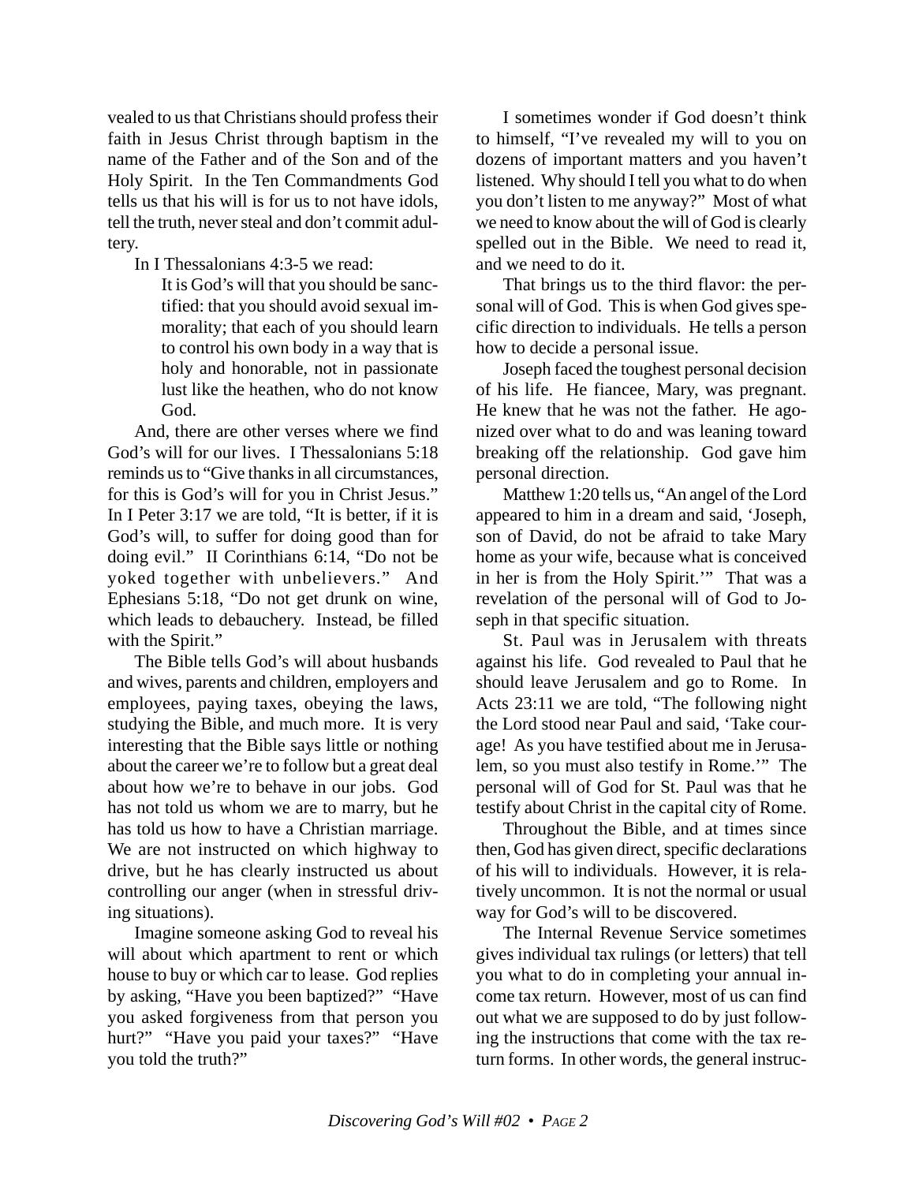vealed to us that Christians should profess their faith in Jesus Christ through baptism in the name of the Father and of the Son and of the Holy Spirit. In the Ten Commandments God tells us that his will is for us to not have idols, tell the truth, never steal and don't commit adultery.

In I Thessalonians 4:3-5 we read:

> It is God's will that you should be sanctified: that you should avoid sexual immorality; that each of you should learn to control his own body in a way that is holy and honorable, not in passionate lust like the heathen, who do not know God.

And, there are other verses where we find God's will for our lives. I Thessalonians 5:18 reminds us to "Give thanks in all circumstances, for this is God's will for you in Christ Jesus." In I Peter 3:17 we are told, "It is better, if it is God's will, to suffer for doing good than for doing evil." II Corinthians 6:14, "Do not be yoked together with unbelievers." And Ephesians 5:18, "Do not get drunk on wine, which leads to debauchery. Instead, be filled with the Spirit."

The Bible tells God's will about husbands and wives, parents and children, employers and employees, paying taxes, obeying the laws, studying the Bible, and much more. It is very interesting that the Bible says little or nothing about the career we're to follow but a great deal about how we're to behave in our jobs. God has not told us whom we are to marry, but he has told us how to have a Christian marriage. We are not instructed on which highway to drive, but he has clearly instructed us about controlling our anger (when in stressful driving situations).

Imagine someone asking God to reveal his will about which apartment to rent or which house to buy or which car to lease. God replies by asking, "Have you been baptized?" "Have you asked forgiveness from that person you hurt?" "Have you paid your taxes?" "Have you told the truth?"

I sometimes wonder if God doesn't think to himself, "I've revealed my will to you on dozens of important matters and you haven't listened. Why should I tell you what to do when you don't listen to me anyway?" Most of what we need to know about the will of God is clearly spelled out in the Bible. We need to read it, and we need to do it.

That brings us to the third flavor: the personal will of God. This is when God gives specific direction to individuals. He tells a person how to decide a personal issue.

Joseph faced the toughest personal decision of his life. He fiancee, Mary, was pregnant. He knew that he was not the father. He agonized over what to do and was leaning toward breaking off the relationship. God gave him personal direction.

Matthew 1:20 tells us, "An angel of the Lord appeared to him in a dream and said, 'Joseph, son of David, do not be afraid to take Mary home as your wife, because what is conceived in her is from the Holy Spirit.'" That was a revelation of the personal will of God to Joseph in that specific situation.

St. Paul was in Jerusalem with threats against his life. God revealed to Paul that he should leave Jerusalem and go to Rome. In Acts 23:11 we are told, "The following night the Lord stood near Paul and said, 'Take courage! As you have testified about me in Jerusalem, so you must also testify in Rome.'" The personal will of God for St. Paul was that he testify about Christ in the capital city of Rome.

Throughout the Bible, and at times since then, God has given direct, specific declarations of his will to individuals. However, it is relatively uncommon. It is not the normal or usual way for God's will to be discovered.

The Internal Revenue Service sometimes gives individual tax rulings (or letters) that tell you what to do in completing your annual income tax return. However, most of us can find out what we are supposed to do by just following the instructions that come with the tax return forms. In other words, the general instruc-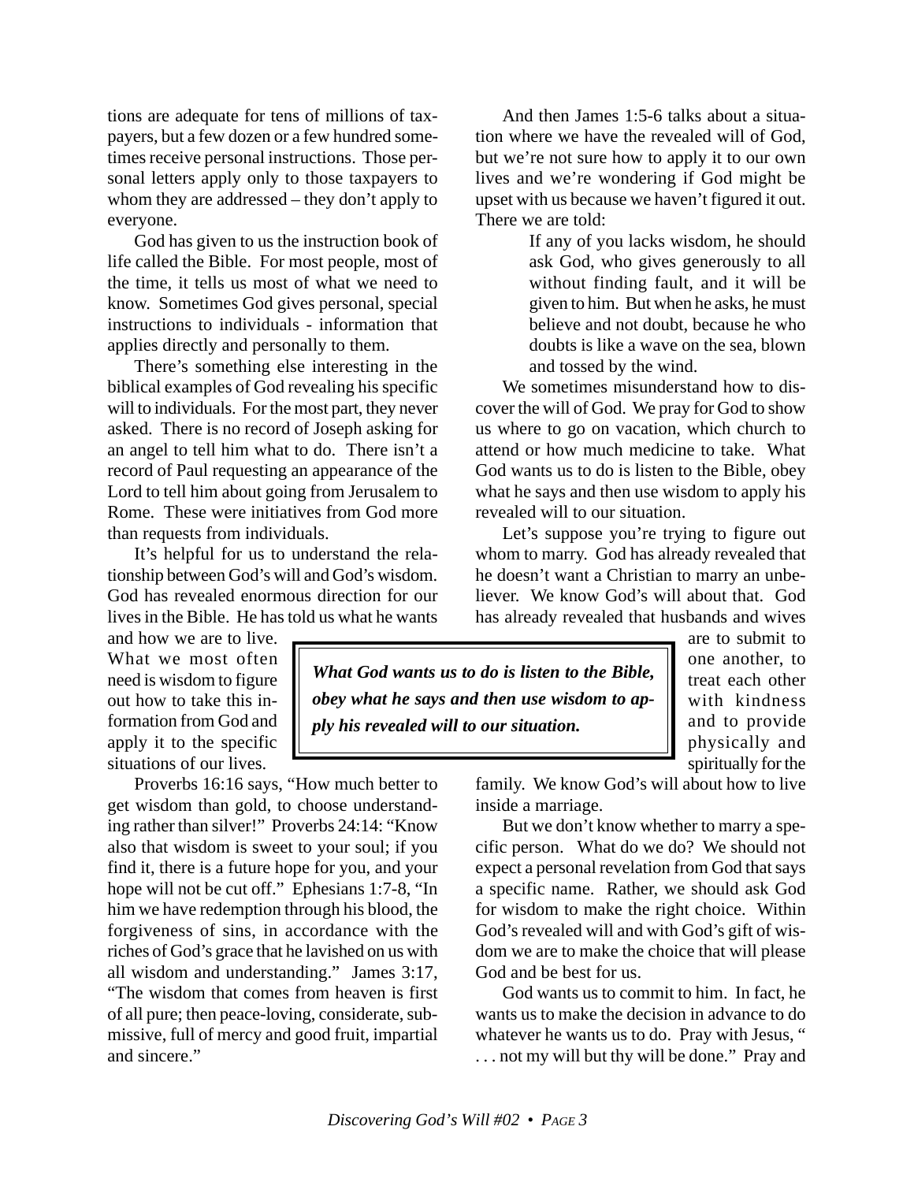tions are adequate for tens of millions of taxpayers, but a few dozen or a few hundred sometimes receive personal instructions. Those personal letters apply only to those taxpayers to whom they are addressed – they don't apply to everyone.

God has given to us the instruction book of life called the Bible. For most people, most of the time, it tells us most of what we need to know. Sometimes God gives personal, special instructions to individuals - information that applies directly and personally to them.

There's something else interesting in the biblical examples of God revealing his specific will to individuals. For the most part, they never asked. There is no record of Joseph asking for an angel to tell him what to do. There isn't a record of Paul requesting an appearance of the Lord to tell him about going from Jerusalem to Rome. These were initiatives from God more than requests from individuals.

It's helpful for us to understand the relationship between God's will and God's wisdom. God has revealed enormous direction for our lives in the Bible. He has told us what he wants and how we are to live. What we most often need is wisdom to figure out how to take this information from God and apply it to the specific situations of our lives.

Proverbs 16:16 says, "How much better to get wisdom than gold, to choose understanding rather than silver!" Proverbs 24:14: "Know also that wisdom is sweet to your soul; if you find it, there is a future hope for you, and your hope will not be cut off." Ephesians 1:7-8, "In him we have redemption through his blood, the forgiveness of sins, in accordance with the riches of God's grace that he lavished on us with all wisdom and understanding." James 3:17, "The wisdom that comes from heaven is first of all pure; then peace-loving, considerate, submissive, full of mercy and good fruit, impartial and sincere."

And then James 1:5-6 talks about a situation where we have the revealed will of God, but we're not sure how to apply it to our own lives and we're wondering if God might be upset with us because we haven't figured it out. There we are told:

> If any of you lacks wisdom, he should ask God, who gives generously to all without finding fault, and it will be given to him. But when he asks, he must believe and not doubt, because he who doubts is like a wave on the sea, blown and tossed by the wind.

We sometimes misunderstand how to discover the will of God. We pray for God to show us where to go on vacation, which church to attend or how much medicine to take. What God wants us to do is listen to the Bible, obey what he says and then use wisdom to apply his revealed will to our situation.

> ***What God wants us to do is listen to the Bible, obey what he says and then use wisdom to apply his revealed will to our situation.***

Let's suppose you're trying to figure out whom to marry. God has already revealed that he doesn't want a Christian to marry an unbeliever. We know God's will about that. God has already revealed that husbands and wives are to submit to one another, to treat each other with kindness and to provide physically and spiritually for the family. We know God's will about how to live inside a marriage.

But we don't know whether to marry a specific person. What do we do? We should not expect a personal revelation from God that says a specific name. Rather, we should ask God for wisdom to make the right choice. Within God's revealed will and with God's gift of wisdom we are to make the choice that will please God and be best for us.

God wants us to commit to him. In fact, he wants us to make the decision in advance to do whatever he wants us to do. Pray with Jesus, " . . . not my will but thy will be done." Pray and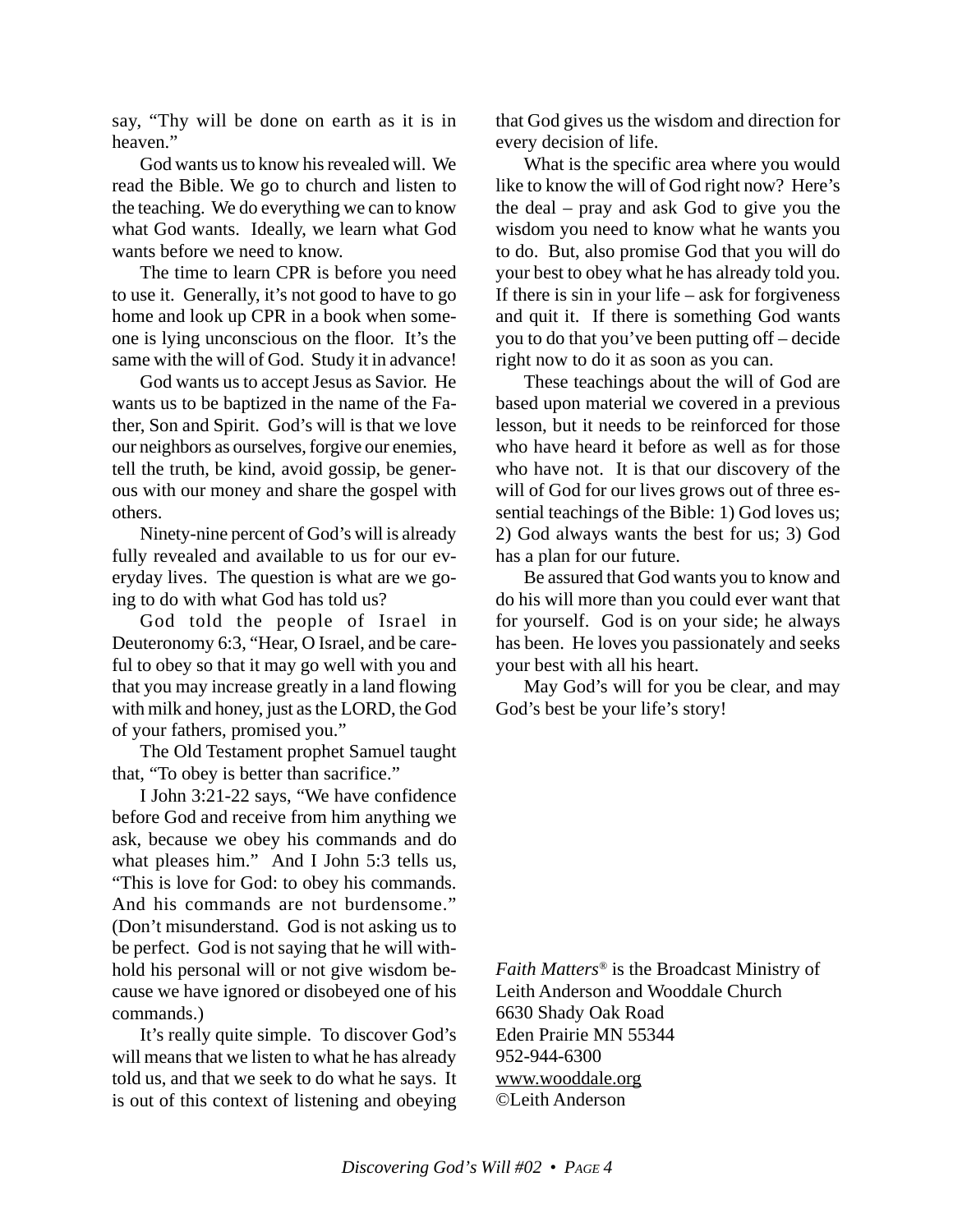say, "Thy will be done on earth as it is in heaven."

God wants us to know his revealed will. We read the Bible. We go to church and listen to the teaching. We do everything we can to know what God wants. Ideally, we learn what God wants before we need to know.

The time to learn CPR is before you need to use it. Generally, it's not good to have to go home and look up CPR in a book when someone is lying unconscious on the floor. It's the same with the will of God. Study it in advance!

God wants us to accept Jesus as Savior. He wants us to be baptized in the name of the Father, Son and Spirit. God's will is that we love our neighbors as ourselves, forgive our enemies, tell the truth, be kind, avoid gossip, be generous with our money and share the gospel with others.

Ninety-nine percent of God's will is already fully revealed and available to us for our everyday lives. The question is what are we going to do with what God has told us?

God told the people of Israel in Deuteronomy 6:3, "Hear, O Israel, and be careful to obey so that it may go well with you and that you may increase greatly in a land flowing with milk and honey, just as the LORD, the God of your fathers, promised you."

The Old Testament prophet Samuel taught that, "To obey is better than sacrifice."

I John 3:21-22 says, "We have confidence before God and receive from him anything we ask, because we obey his commands and do what pleases him." And I John 5:3 tells us, "This is love for God: to obey his commands. And his commands are not burdensome." (Don't misunderstand. God is not asking us to be perfect. God is not saying that he will withhold his personal will or not give wisdom because we have ignored or disobeyed one of his commands.)

It's really quite simple. To discover God's will means that we listen to what he has already told us, and that we seek to do what he says. It is out of this context of listening and obeying that God gives us the wisdom and direction for every decision of life.

What is the specific area where you would like to know the will of God right now? Here's the deal – pray and ask God to give you the wisdom you need to know what he wants you to do. But, also promise God that you will do your best to obey what he has already told you. If there is sin in your life – ask for forgiveness and quit it. If there is something God wants you to do that you've been putting off – decide right now to do it as soon as you can.

These teachings about the will of God are based upon material we covered in a previous lesson, but it needs to be reinforced for those who have heard it before as well as for those who have not. It is that our discovery of the will of God for our lives grows out of three essential teachings of the Bible: 1) God loves us; 2) God always wants the best for us; 3) God has a plan for our future.

Be assured that God wants you to know and do his will more than you could ever want that for yourself. God is on your side; he always has been. He loves you passionately and seeks your best with all his heart.

May God's will for you be clear, and may God's best be your life's story!

*Faith Matters*® is the Broadcast Ministry of
Leith Anderson and Wooddale Church
6630 Shady Oak Road
Eden Prairie MN 55344
952-944-6300
www.wooddale.org
©Leith Anderson